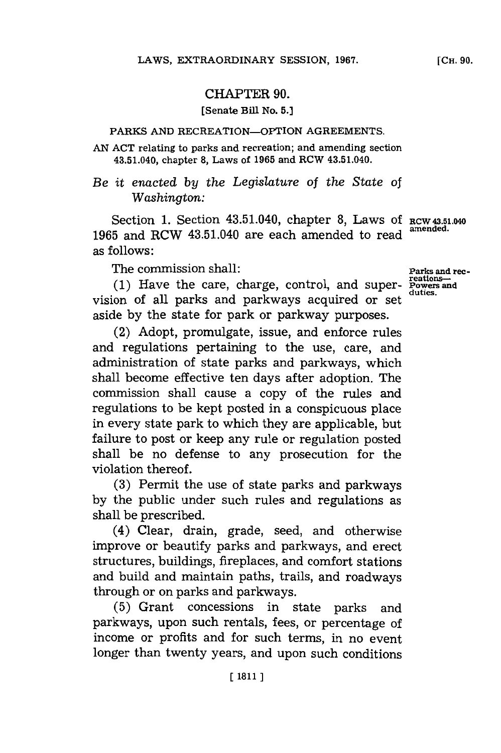# CHAPTER 90.

[Senate Bill No. 5.]

PARKS AND RECREATION—OPTION AGREEMENTS.

AN ACT relating to parks and recreation; and amending section 43.51.040, chapter 8, Laws of 1965 and RCW 43.51.040.

*Be it enacted by the Legislature of the State of Washington:*

Section 1. Section 43.51.040, chapter 8, Laws of 1965 and RCW 43.51.040 are each amended to read as follows:

RCW 43.51.040 amended.

The commission shall:

Parks and recreations—Powers and duties.

(1) Have the care, charge, control, and supervision of all parks and parkways acquired or set aside by the state for park or parkway purposes.

(2) Adopt, promulgate, issue, and enforce rules and regulations pertaining to the use, care, and administration of state parks and parkways, which shall become effective ten days after adoption. The commission shall cause a copy of the rules and regulations to be kept posted in a conspicuous place in every state park to which they are applicable, but failure to post or keep any rule or regulation posted shall be no defense to any prosecution for the violation thereof.

(3) Permit the use of state parks and parkways by the public under such rules and regulations as shall be prescribed.

(4) Clear, drain, grade, seed, and otherwise improve or beautify parks and parkways, and erect structures, buildings, fireplaces, and comfort stations and build and maintain paths, trails, and roadways through or on parks and parkways.

(5) Grant concessions in state parks and parkways, upon such rentals, fees, or percentage of income or profits and for such terms, in no event longer than twenty years, and upon such conditions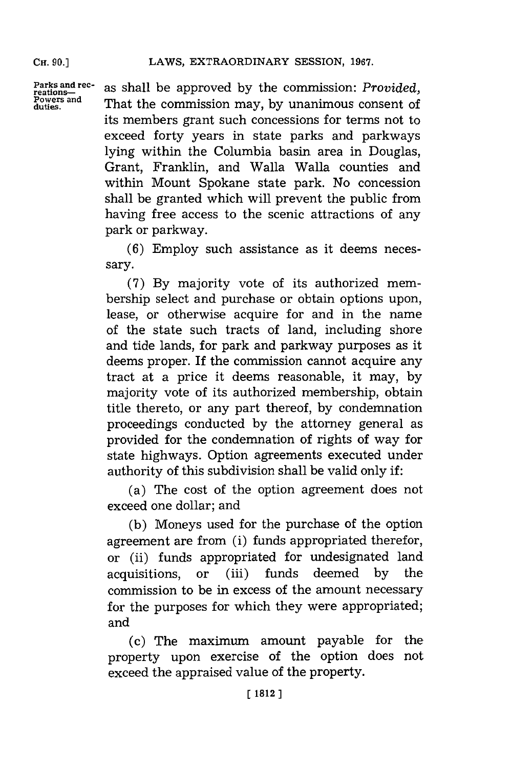Parks and recreations—Powers and duties.

as shall be approved by the commission: *Provided,* That the commission may, by unanimous consent of its members grant such concessions for terms not to exceed forty years in state parks and parkways lying within the Columbia basin area in Douglas, Grant, Franklin, and Walla Walla counties and within Mount Spokane state park. No concession shall be granted which will prevent the public from having free access to the scenic attractions of any park or parkway.

(6) Employ such assistance as it deems necessary.

(7) By majority vote of its authorized membership select and purchase or obtain options upon, lease, or otherwise acquire for and in the name of the state such tracts of land, including shore and tide lands, for park and parkway purposes as it deems proper. If the commission cannot acquire any tract at a price it deems reasonable, it may, by majority vote of its authorized membership, obtain title thereto, or any part thereof, by condemnation proceedings conducted by the attorney general as provided for the condemnation of rights of way for state highways. Option agreements executed under authority of this subdivision shall be valid only if:

(a) The cost of the option agreement does not exceed one dollar; and

(b) Moneys used for the purchase of the option agreement are from (i) funds appropriated therefor, or (ii) funds appropriated for undesignated land acquisitions, or (iii) funds deemed by the commission to be in excess of the amount necessary for the purposes for which they were appropriated; and

(c) The maximum amount payable for the property upon exercise of the option does not exceed the appraised value of the property.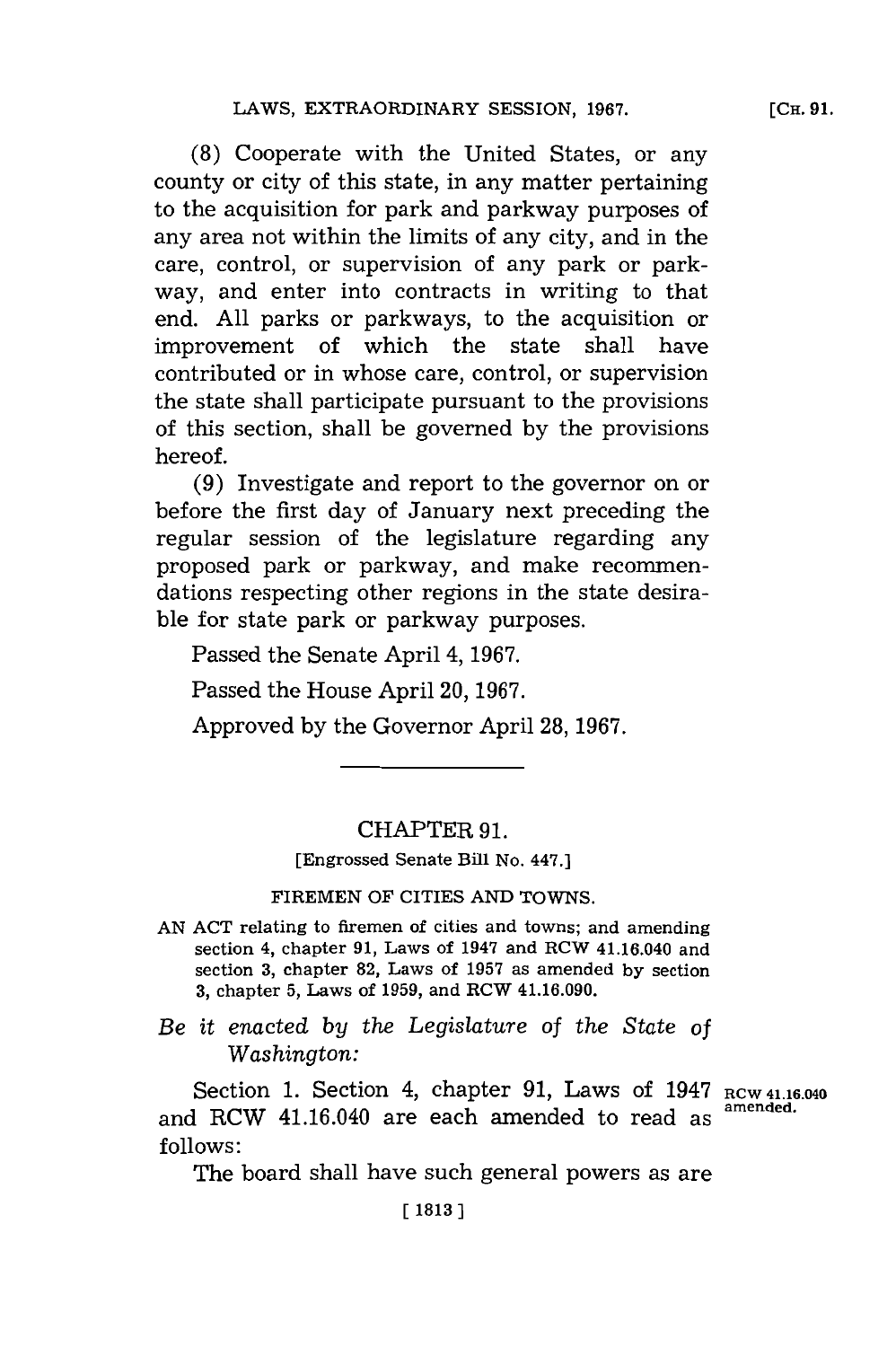(8) Cooperate with the United States, or any county or city of this state, in any matter pertaining to the acquisition for park and parkway purposes of any area not within the limits of any city, and in the care, control, or supervision of any park or parkway, and enter into contracts in writing to that end. All parks or parkways, to the acquisition or improvement of which the state shall have contributed or in whose care, control, or supervision the state shall participate pursuant to the provisions of this section, shall be governed by the provisions hereof.

(9) Investigate and report to the governor on or before the first day of January next preceding the regular session of the legislature regarding any proposed park or parkway, and make recommendations respecting other regions in the state desirable for state park or parkway purposes.

Passed the Senate April 4, 1967.

Passed the House April 20, 1967.

Approved by the Governor April 28, 1967.

---

## CHAPTER 91.

[Engrossed Senate Bill No. 447.]

### FIREMEN OF CITIES AND TOWNS.

AN ACT relating to firemen of cities and towns; and amending section 4, chapter 91, Laws of 1947 and RCW 41.16.040 and section 3, chapter 82, Laws of 1957 as amended by section 3, chapter 5, Laws of 1959, and RCW 41.16.090.

*Be it enacted by the Legislature of the State of Washington:*

Section 1. Section 4, chapter 91, Laws of 1947 and RCW 41.16.040 are each amended to read as follows:

RCW 41.16.040 amended.

The board shall have such general powers as are